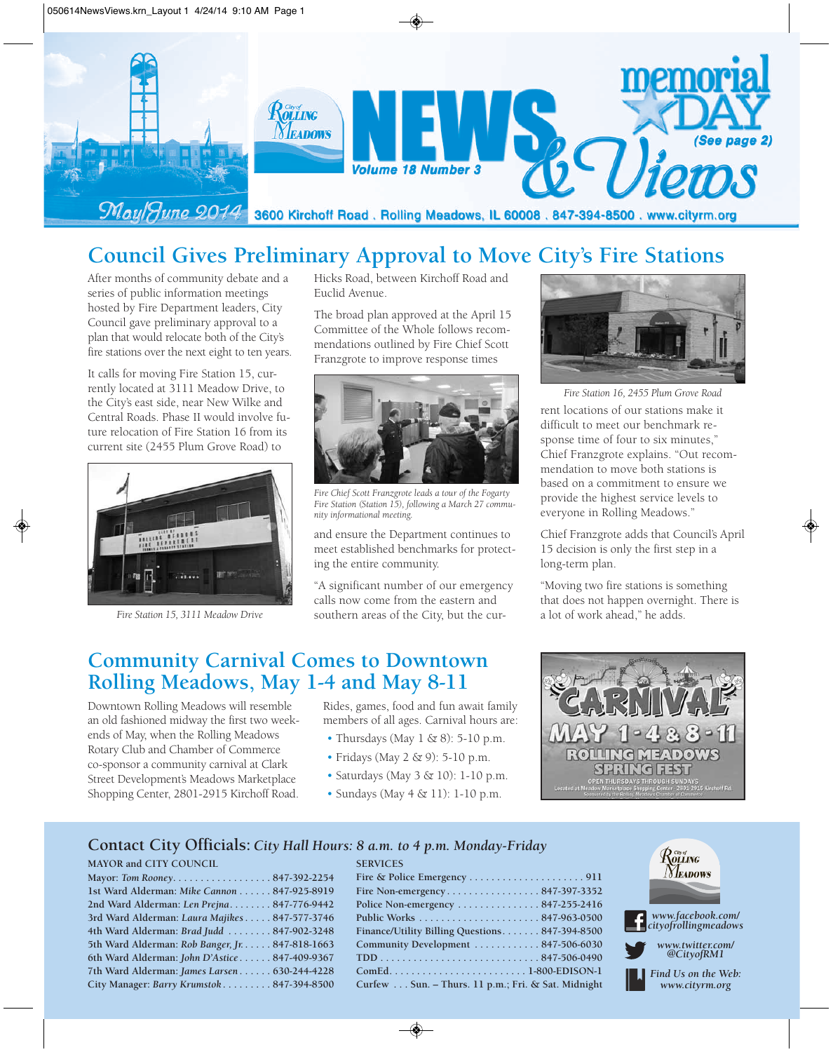# City of Rolling Meadows NEWS & Views

**Volume 18 Number 3**

**May/June 2014**

**memorial DAY** *(See page 2)*

3600 Kirchoff Road . Rolling Meadows, IL 60008 . 847-394-8500 . www.cityrm.org

## Council Gives Preliminary Approval to Move City's Fire Stations

After months of community debate and a series of public information meetings hosted by Fire Department leaders, City Council gave preliminary approval to a plan that would relocate both of the City's fire stations over the next eight to ten years.

It calls for moving Fire Station 15, currently located at 3111 Meadow Drive, to the City's east side, near New Wilke and Central Roads. Phase II would involve future relocation of Fire Station 16 from its current site (2455 Plum Grove Road) to Hicks Road, between Kirchoff Road and Euclid Avenue.

*Fire Station 15, 3111 Meadow Drive*

The broad plan approved at the April 15 Committee of the Whole follows recommendations outlined by Fire Chief Scott Franzgrote to improve response times and ensure the Department continues to meet established benchmarks for protecting the entire community.

*Fire Chief Scott Franzgrote leads a tour of the Fogarty Fire Station (Station 15), following a March 27 community informational meeting.*

"A significant number of our emergency calls now come from the eastern and southern areas of the City, but the current locations of our stations make it difficult to meet our benchmark response time of four to six minutes," Chief Franzgrote explains. "Out recommendation to move both stations is based on a commitment to ensure we provide the highest service levels to everyone in Rolling Meadows."

*Fire Station 16, 2455 Plum Grove Road*

Chief Franzgrote adds that Council's April 15 decision is only the first step in a long-term plan.

"Moving two fire stations is something that does not happen overnight. There is a lot of work ahead," he adds.

## Community Carnival Comes to Downtown Rolling Meadows, May 1-4 and May 8-11

Downtown Rolling Meadows will resemble an old fashioned midway the first two weekends of May, when the Rolling Meadows Rotary Club and Chamber of Commerce co-sponsor a community carnival at Clark Street Development's Meadows Marketplace Shopping Center, 2801-2915 Kirchoff Road.

Rides, games, food and fun await family members of all ages. Carnival hours are:

- Thursdays (May 1 & 8): 5-10 p.m.
- Fridays (May 2 & 9): 5-10 p.m.
- Saturdays (May 3 & 10): 1-10 p.m.
- Sundays (May 4 & 11): 1-10 p.m.

CARNIVAL
MAY 1-4 & 8-11
ROLLING MEADOWS SPRING FEST
OPEN THURSDAYS THROUGH SUNDAYS
Located at Meadow Marketplace Shopping Center · 2801-2915 Kirchoff Rd.
Sponsored by the Rolling Meadows Chamber of Commerce

## Contact City Officials: *City Hall Hours: 8 a.m. to 4 p.m. Monday-Friday*

**MAYOR and CITY COUNCIL**

| | |
|---|---|
| Mayor: *Tom Rooney* | 847-392-2254 |
| 1st Ward Alderman: *Mike Cannon* | 847-925-8919 |
| 2nd Ward Alderman: *Len Prejna* | 847-776-9442 |
| 3rd Ward Alderman: *Laura Majikes* | 847-577-3746 |
| 4th Ward Alderman: *Brad Judd* | 847-902-3248 |
| 5th Ward Alderman: *Rob Banger, Jr.* | 847-818-1663 |
| 6th Ward Alderman: *John D'Astice* | 847-409-9367 |
| 7th Ward Alderman: *James Larsen* | 630-244-4228 |
| City Manager: *Barry Krumstok* | 847-394-8500 |

**SERVICES**

| | |
|---|---|
| Fire & Police Emergency | 911 |
| Fire Non-emergency | 847-397-3352 |
| Police Non-emergency | 847-255-2416 |
| Public Works | 847-963-0500 |
| Finance/Utility Billing Questions | 847-394-8500 |
| Community Development | 847-506-6030 |
| TDD | 847-506-0490 |
| ComEd | 1-800-EDISON-1 |
| Curfew | Sun. – Thurs. 11 p.m.; Fri. & Sat. Midnight |

*www.facebook.com/cityofrollingmeadows*

*www.twitter.com/@CityofRM1*

*Find Us on the Web: www.cityrm.org*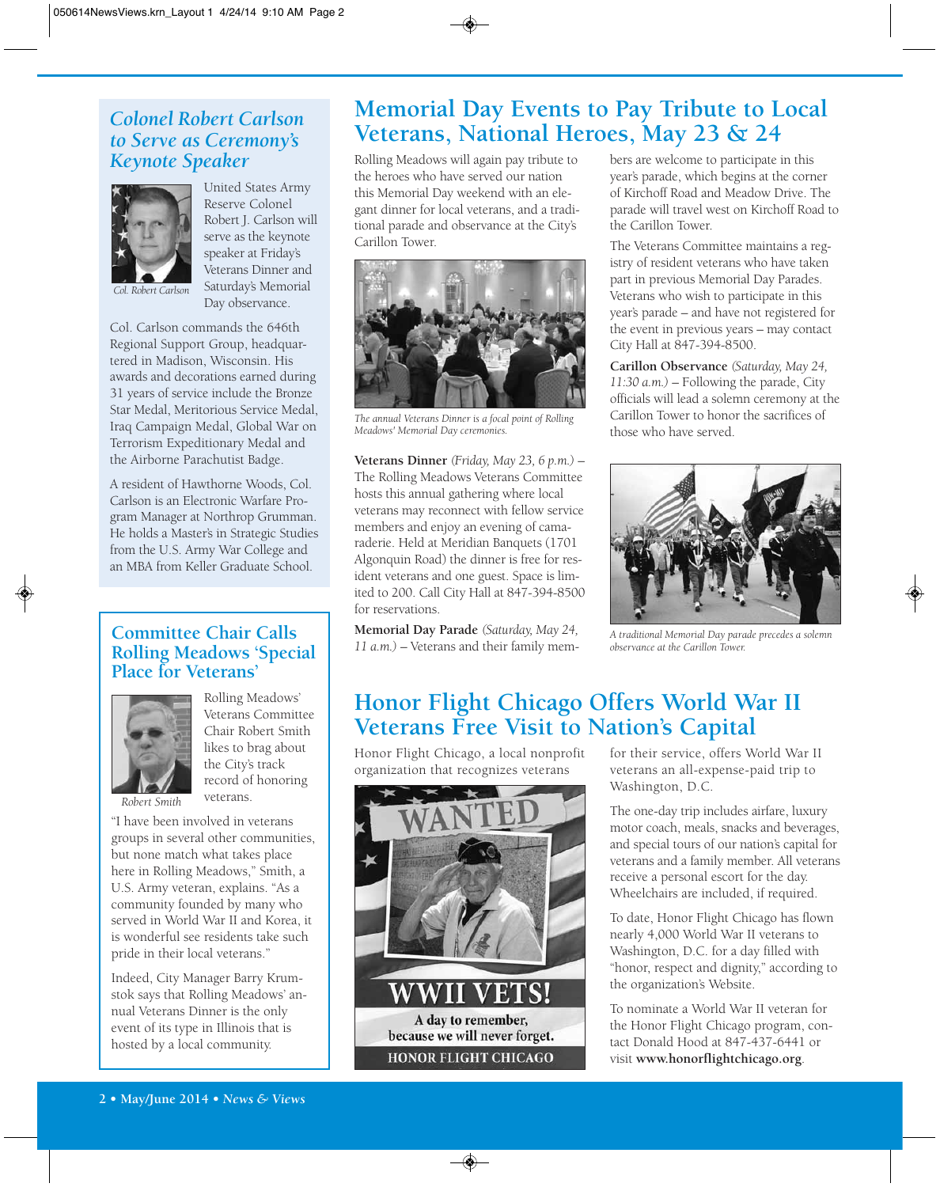## Colonel Robert Carlson to Serve as Ceremony's Keynote Speaker

Col. Robert Carlson

United States Army Reserve Colonel Robert J. Carlson will serve as the keynote speaker at Friday's Veterans Dinner and Saturday's Memorial Day observance.

Col. Carlson commands the 646th Regional Support Group, headquartered in Madison, Wisconsin. His awards and decorations earned during 31 years of service include the Bronze Star Medal, Meritorious Service Medal, Iraq Campaign Medal, Global War on Terrorism Expeditionary Medal and the Airborne Parachutist Badge.

A resident of Hawthorne Woods, Col. Carlson is an Electronic Warfare Program Manager at Northrop Grumman. He holds a Master's in Strategic Studies from the U.S. Army War College and an MBA from Keller Graduate School.

## Committee Chair Calls Rolling Meadows 'Special Place for Veterans'

Robert Smith

Rolling Meadows' Veterans Committee Chair Robert Smith likes to brag about the City's track record of honoring veterans.

"I have been involved in veterans groups in several other communities, but none match what takes place here in Rolling Meadows," Smith, a U.S. Army veteran, explains. "As a community founded by many who served in World War II and Korea, it is wonderful see residents take such pride in their local veterans."

Indeed, City Manager Barry Krumstok says that Rolling Meadows' annual Veterans Dinner is the only event of its type in Illinois that is hosted by a local community.

# Memorial Day Events to Pay Tribute to Local Veterans, National Heroes, May 23 & 24

Rolling Meadows will again pay tribute to the heroes who have served our nation this Memorial Day weekend with an elegant dinner for local veterans, and a traditional parade and observance at the City's Carillon Tower.

*The annual Veterans Dinner is a focal point of Rolling Meadows' Memorial Day ceremonies.*

**Veterans Dinner** *(Friday, May 23, 6 p.m.)* – The Rolling Meadows Veterans Committee hosts this annual gathering where local veterans may reconnect with fellow service members and enjoy an evening of camaraderie. Held at Meridian Banquets (1701 Algonquin Road) the dinner is free for resident veterans and one guest. Space is limited to 200. Call City Hall at 847-394-8500 for reservations.

**Memorial Day Parade** *(Saturday, May 24, 11 a.m.)* – Veterans and their family members are welcome to participate in this year's parade, which begins at the corner of Kirchoff Road and Meadow Drive. The parade will travel west on Kirchoff Road to the Carillon Tower.

The Veterans Committee maintains a registry of resident veterans who have taken part in previous Memorial Day Parades. Veterans who wish to participate in this year's parade – and have not registered for the event in previous years – may contact City Hall at 847-394-8500.

**Carillon Observance** *(Saturday, May 24, 11:30 a.m.)* – Following the parade, City officials will lead a solemn ceremony at the Carillon Tower to honor the sacrifices of those who have served.

*A traditional Memorial Day parade precedes a solemn observance at the Carillon Tower.*

# Honor Flight Chicago Offers World War II Veterans Free Visit to Nation's Capital

Honor Flight Chicago, a local nonprofit organization that recognizes veterans for their service, offers World War II veterans an all-expense-paid trip to Washington, D.C.

WANTED WWII VETS! A day to remember, because we will never forget. HONOR FLIGHT CHICAGO

The one-day trip includes airfare, luxury motor coach, meals, snacks and beverages, and special tours of our nation's capital for veterans and a family member. All veterans receive a personal escort for the day. Wheelchairs are included, if required.

To date, Honor Flight Chicago has flown nearly 4,000 World War II veterans to Washington, D.C. for a day filled with "honor, respect and dignity," according to the organization's Website.

To nominate a World War II veteran for the Honor Flight Chicago program, contact Donald Hood at 847-437-6441 or visit **www.honorflightchicago.org**.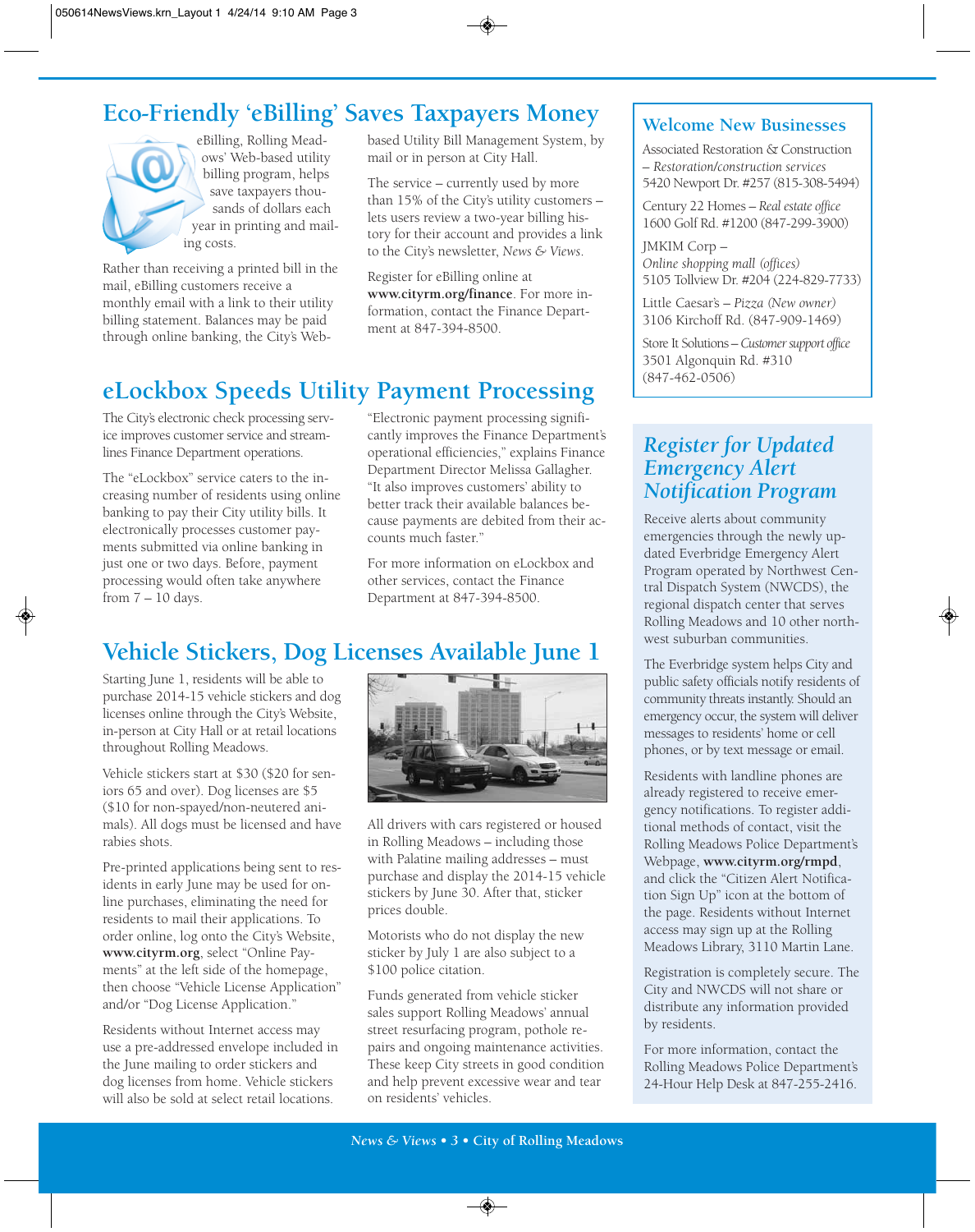## Eco-Friendly 'eBilling' Saves Taxpayers Money

eBilling, Rolling Meadows' Web-based utility billing program, helps save taxpayers thousands of dollars each year in printing and mailing costs.

Rather than receiving a printed bill in the mail, eBilling customers receive a monthly email with a link to their utility billing statement. Balances may be paid through online banking, the City's Web-based Utility Bill Management System, by mail or in person at City Hall.

The service – currently used by more than 15% of the City's utility customers – lets users review a two-year billing history for their account and provides a link to the City's newsletter, *News & Views*.

Register for eBilling online at **www.cityrm.org/finance**. For more information, contact the Finance Department at 847-394-8500.

## eLockbox Speeds Utility Payment Processing

The City's electronic check processing service improves customer service and streamlines Finance Department operations.

The "eLockbox" service caters to the increasing number of residents using online banking to pay their City utility bills. It electronically processes customer payments submitted via online banking in just one or two days. Before, payment processing would often take anywhere from 7 – 10 days.

"Electronic payment processing significantly improves the Finance Department's operational efficiencies," explains Finance Department Director Melissa Gallagher. "It also improves customers' ability to better track their available balances because payments are debited from their accounts much faster."

For more information on eLockbox and other services, contact the Finance Department at 847-394-8500.

## Vehicle Stickers, Dog Licenses Available June 1

Starting June 1, residents will be able to purchase 2014-15 vehicle stickers and dog licenses online through the City's Website, in-person at City Hall or at retail locations throughout Rolling Meadows.

Vehicle stickers start at $30 ($20 for seniors 65 and over). Dog licenses are $5 ($10 for non-spayed/non-neutered animals). All dogs must be licensed and have rabies shots.

Pre-printed applications being sent to residents in early June may be used for online purchases, eliminating the need for residents to mail their applications. To order online, log onto the City's Website, **www.cityrm.org**, select "Online Payments" at the left side of the homepage, then choose "Vehicle License Application" and/or "Dog License Application."

Residents without Internet access may use a pre-addressed envelope included in the June mailing to order stickers and dog licenses from home. Vehicle stickers will also be sold at select retail locations.

All drivers with cars registered or housed in Rolling Meadows – including those with Palatine mailing addresses – must purchase and display the 2014-15 vehicle stickers by June 30. After that, sticker prices double.

Motorists who do not display the new sticker by July 1 are also subject to a $100 police citation.

Funds generated from vehicle sticker sales support Rolling Meadows' annual street resurfacing program, pothole repairs and ongoing maintenance activities. These keep City streets in good condition and help prevent excessive wear and tear on residents' vehicles.

## Welcome New Businesses

Associated Restoration & Construction – *Restoration/construction services*
5420 Newport Dr. #257 (815-308-5494)

Century 22 Homes – *Real estate office*
1600 Golf Rd. #1200 (847-299-3900)

JMKIM Corp – *Online shopping mall (offices)*
5105 Tollview Dr. #204 (224-829-7733)

Little Caesar's – *Pizza (New owner)*
3106 Kirchoff Rd. (847-909-1469)

Store It Solutions – *Customer support office*
3501 Algonquin Rd. #310 (847-462-0506)

## *Register for Updated Emergency Alert Notification Program*

Receive alerts about community emergencies through the newly updated Everbridge Emergency Alert Program operated by Northwest Central Dispatch System (NWCDS), the regional dispatch center that serves Rolling Meadows and 10 other northwest suburban communities.

The Everbridge system helps City and public safety officials notify residents of community threats instantly. Should an emergency occur, the system will deliver messages to residents' home or cell phones, or by text message or email.

Residents with landline phones are already registered to receive emergency notifications. To register additional methods of contact, visit the Rolling Meadows Police Department's Webpage, **www.cityrm.org/rmpd**, and click the "Citizen Alert Notification Sign Up" icon at the bottom of the page. Residents without Internet access may sign up at the Rolling Meadows Library, 3110 Martin Lane.

Registration is completely secure. The City and NWCDS will not share or distribute any information provided by residents.

For more information, contact the Rolling Meadows Police Department's 24-Hour Help Desk at 847-255-2416.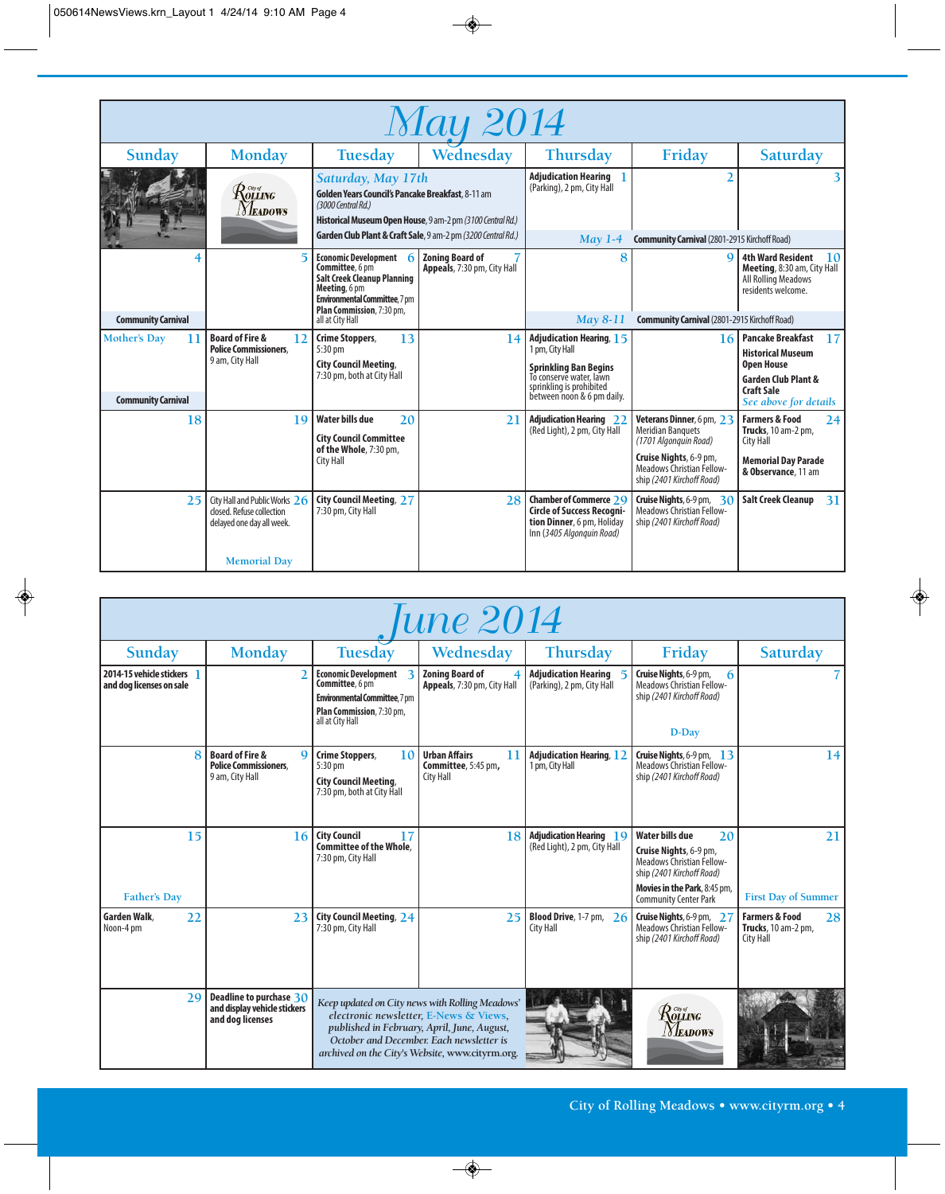# May 2014

| Sunday | Monday | Tuesday | Wednesday | Thursday | Friday | Saturday |
|---|---|---|---|---|---|---|
| | | ***Saturday, May 17th*** **Golden Years Council's Pancake Breakfast**, 8-11 am *(3000 Central Rd.)* **Historical Museum Open House**, 9 am-2 pm *(3100 Central Rd.)* **Garden Club Plant & Craft Sale**, 9 am-2 pm *(3200 Central Rd.)* | | 1 **Adjudication Hearing** (Parking), 2 pm, City Hall | 2 | 3 |
| | | | | *May 1-4* **Community Carnival** (2801-2915 Kirchoff Road) | | |
| 4 **Community Carnival** | 5 | 6 **Economic Development Committee**, 6 pm **Salt Creek Cleanup Planning Meeting**, 6 pm **Environmental Committee**, 7 pm **Plan Commission**, 7:30 pm, all at City Hall | 7 **Zoning Board of Appeals**, 7:30 pm, City Hall | 8 | 9 | 10 **4th Ward Resident Meeting**, 8:30 am, City Hall All Rolling Meadows residents welcome. |
| | | | | *May 8-11* **Community Carnival** (2801-2915 Kirchoff Road) | | |
| 11 Mother's Day **Community Carnival** | 12 **Board of Fire & Police Commissioners**, 9 am, City Hall | 13 **Crime Stoppers**, 5:30 pm **City Council Meeting**, 7:30 pm, both at City Hall | 14 | 15 **Adjudication Hearing**, 1 pm, City Hall **Sprinkling Ban Begins** To conserve water, lawn sprinkling is prohibited between noon & 6 pm daily. | 16 | 17 **Pancake Breakfast** **Historical Museum Open House** **Garden Club Plant & Craft Sale** *See above for details* |
| 18 | 19 | 20 **Water bills due** **City Council Committee of the Whole**, 7:30 pm, City Hall | 21 | 22 **Adjudication Hearing** (Red Light), 2 pm, City Hall | 23 **Veterans Dinner**, 6 pm, Meridian Banquets *(1701 Algonquin Road)* **Cruise Nights**, 6-9 pm, Meadows Christian Fellowship *(2401 Kirchoff Road)* | 24 **Farmers & Food Trucks**, 10 am-2 pm, City Hall **Memorial Day Parade & Observance**, 11 am |
| 25 | 26 City Hall and Public Works closed. Refuse collection delayed one day all week. Memorial Day | 27 **City Council Meeting**, 7:30 pm, City Hall | 28 | 29 **Chamber of Commerce Circle of Success Recognition Dinner**, 6 pm, Holiday Inn *(3405 Algonquin Road)* | 30 **Cruise Nights**, 6-9 pm, Meadows Christian Fellowship *(2401 Kirchoff Road)* | 31 **Salt Creek Cleanup** |

# June 2014

| Sunday | Monday | Tuesday | Wednesday | Thursday | Friday | Saturday |
|---|---|---|---|---|---|---|
| 1 **2014-15 vehicle stickers and dog licenses on sale** | 2 | 3 **Economic Development Committee**, 6 pm **Environmental Committee**, 7 pm **Plan Commission**, 7:30 pm, all at City Hall | 4 **Zoning Board of Appeals**, 7:30 pm, City Hall | 5 **Adjudication Hearing** (Parking), 2 pm, City Hall | 6 **Cruise Nights**, 6-9 pm, Meadows Christian Fellowship *(2401 Kirchoff Road)* D-Day | 7 |
| 8 | 9 **Board of Fire & Police Commissioners**, 9 am, City Hall | 10 **Crime Stoppers**, 5:30 pm **City Council Meeting**, 7:30 pm, both at City Hall | 11 **Urban Affairs Committee**, 5:45 pm, City Hall | 12 **Adjudication Hearing**, 1 pm, City Hall | 13 **Cruise Nights**, 6-9 pm, Meadows Christian Fellowship *(2401 Kirchoff Road)* | 14 |
| 15 Father's Day | 16 | 17 **City Council Committee of the Whole**, 7:30 pm, City Hall | 18 | 19 **Adjudication Hearing** (Red Light), 2 pm, City Hall | 20 **Water bills due** **Cruise Nights**, 6-9 pm, Meadows Christian Fellowship *(2401 Kirchoff Road)* **Movies in the Park**, 8:45 pm, Community Center Park | 21 First Day of Summer |
| 22 **Garden Walk**, Noon-4 pm | 23 | 24 **City Council Meeting**, 7:30 pm, City Hall | 25 | 26 **Blood Drive**, 1-7 pm, City Hall | 27 **Cruise Nights**, 6-9 pm, Meadows Christian Fellowship *(2401 Kirchoff Road)* | 28 **Farmers & Food Trucks**, 10 am-2 pm, City Hall |
| 29 | 30 **Deadline to purchase and display vehicle stickers and dog licenses** | *Keep updated on City news with Rolling Meadows' electronic newsletter, E-News & Views, published in February, April, June, August, October and December. Each newsletter is archived on the City's Website, www.cityrm.org.* | | | | |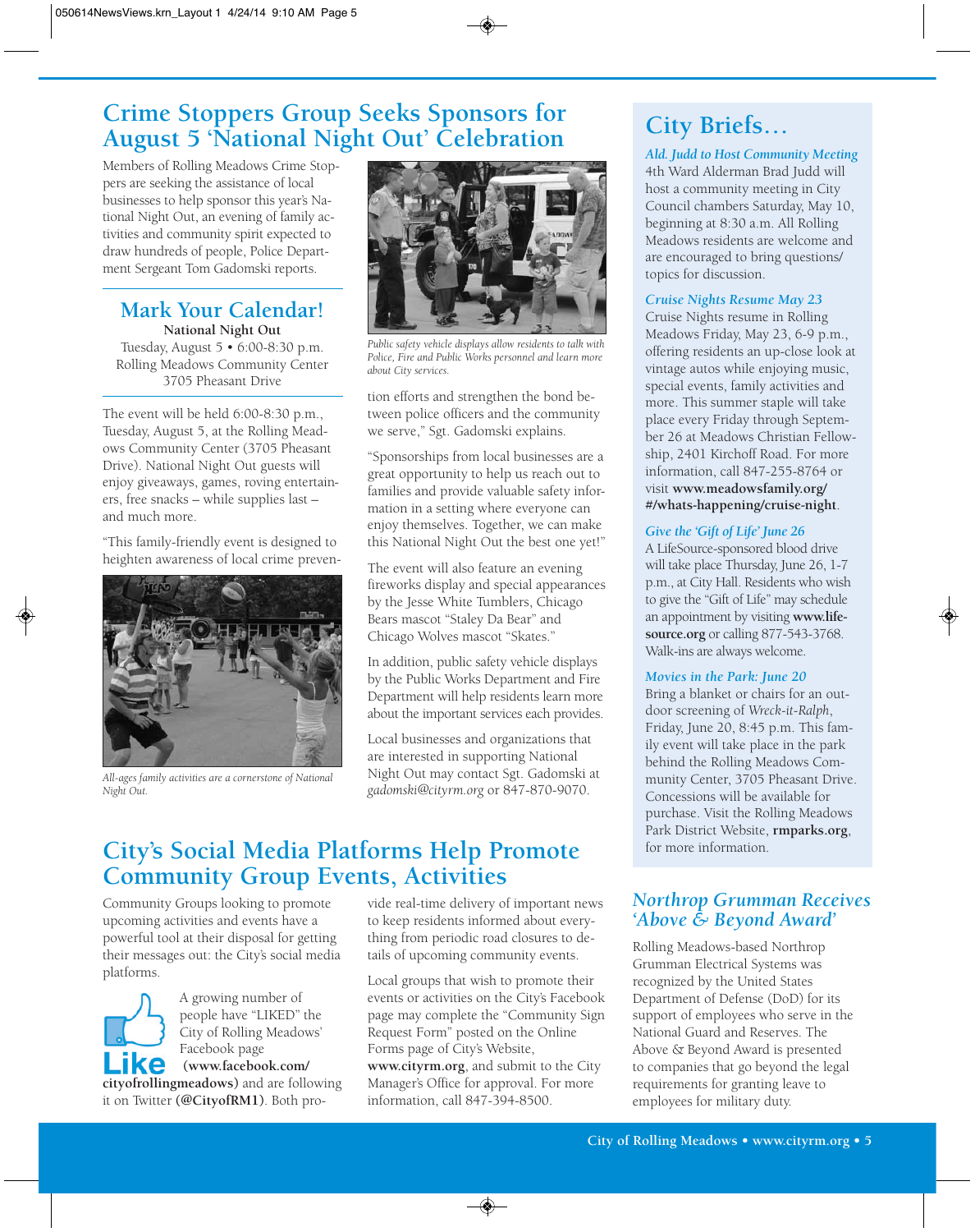# Crime Stoppers Group Seeks Sponsors for August 5 'National Night Out' Celebration

Members of Rolling Meadows Crime Stoppers are seeking the assistance of local businesses to help sponsor this year's National Night Out, an evening of family activities and community spirit expected to draw hundreds of people, Police Department Sergeant Tom Gadomski reports.

## Mark Your Calendar!

**National Night Out**
Tuesday, August 5 • 6:00-8:30 p.m.
Rolling Meadows Community Center
3705 Pheasant Drive

The event will be held 6:00-8:30 p.m., Tuesday, August 5, at the Rolling Meadows Community Center (3705 Pheasant Drive). National Night Out guests will enjoy giveaways, games, roving entertainers, free snacks – while supplies last – and much more.

"This family-friendly event is designed to heighten awareness of local crime prevention efforts and strengthen the bond between police officers and the community we serve," Sgt. Gadomski explains.

*All-ages family activities are a cornerstone of National Night Out.*

*Public safety vehicle displays allow residents to talk with Police, Fire and Public Works personnel and learn more about City services.*

"Sponsorships from local businesses are a great opportunity to help us reach out to families and provide valuable safety information in a setting where everyone can enjoy themselves. Together, we can make this National Night Out the best one yet!"

The event will also feature an evening fireworks display and special appearances by the Jesse White Tumblers, Chicago Bears mascot "Staley Da Bear" and Chicago Wolves mascot "Skates."

In addition, public safety vehicle displays by the Public Works Department and Fire Department will help residents learn more about the important services each provides.

Local businesses and organizations that are interested in supporting National Night Out may contact Sgt. Gadomski at *gadomski@cityrm.org* or 847-870-9070.

# City's Social Media Platforms Help Promote Community Group Events, Activities

Community Groups looking to promote upcoming activities and events have a powerful tool at their disposal for getting their messages out: the City's social media platforms.

A growing number of people have "LIKED" the City of Rolling Meadows' Facebook page **(www.facebook.com/cityofrollingmeadows)** and are following it on Twitter **(@CityofRM1)**. Both provide real-time delivery of important news to keep residents informed about everything from periodic road closures to details of upcoming community events.

Local groups that wish to promote their events or activities on the City's Facebook page may complete the "Community Sign Request Form" posted on the Online Forms page of City's Website, **www.cityrm.org**, and submit to the City Manager's Office for approval. For more information, call 847-394-8500.

# City Briefs…

### *Ald. Judd to Host Community Meeting*

4th Ward Alderman Brad Judd will host a community meeting in City Council chambers Saturday, May 10, beginning at 8:30 a.m. All Rolling Meadows residents are welcome and are encouraged to bring questions/topics for discussion.

### *Cruise Nights Resume May 23*

Cruise Nights resume in Rolling Meadows Friday, May 23, 6-9 p.m., offering residents an up-close look at vintage autos while enjoying music, special events, family activities and more. This summer staple will take place every Friday through September 26 at Meadows Christian Fellowship, 2401 Kirchoff Road. For more information, call 847-255-8764 or visit **www.meadowsfamily.org/#/whats-happening/cruise-night**.

### *Give the 'Gift of Life' June 26*

A LifeSource-sponsored blood drive will take place Thursday, June 26, 1-7 p.m., at City Hall. Residents who wish to give the "Gift of Life" may schedule an appointment by visiting **www.lifesource.org** or calling 877-543-3768. Walk-ins are always welcome.

### *Movies in the Park: June 20*

Bring a blanket or chairs for an outdoor screening of *Wreck-it-Ralph*, Friday, June 20, 8:45 p.m. This family event will take place in the park behind the Rolling Meadows Community Center, 3705 Pheasant Drive. Concessions will be available for purchase. Visit the Rolling Meadows Park District Website, **rmparks.org**, for more information.

## *Northrop Grumman Receives 'Above & Beyond Award'*

Rolling Meadows-based Northrop Grumman Electrical Systems was recognized by the United States Department of Defense (DoD) for its support of employees who serve in the National Guard and Reserves. The Above & Beyond Award is presented to companies that go beyond the legal requirements for granting leave to employees for military duty.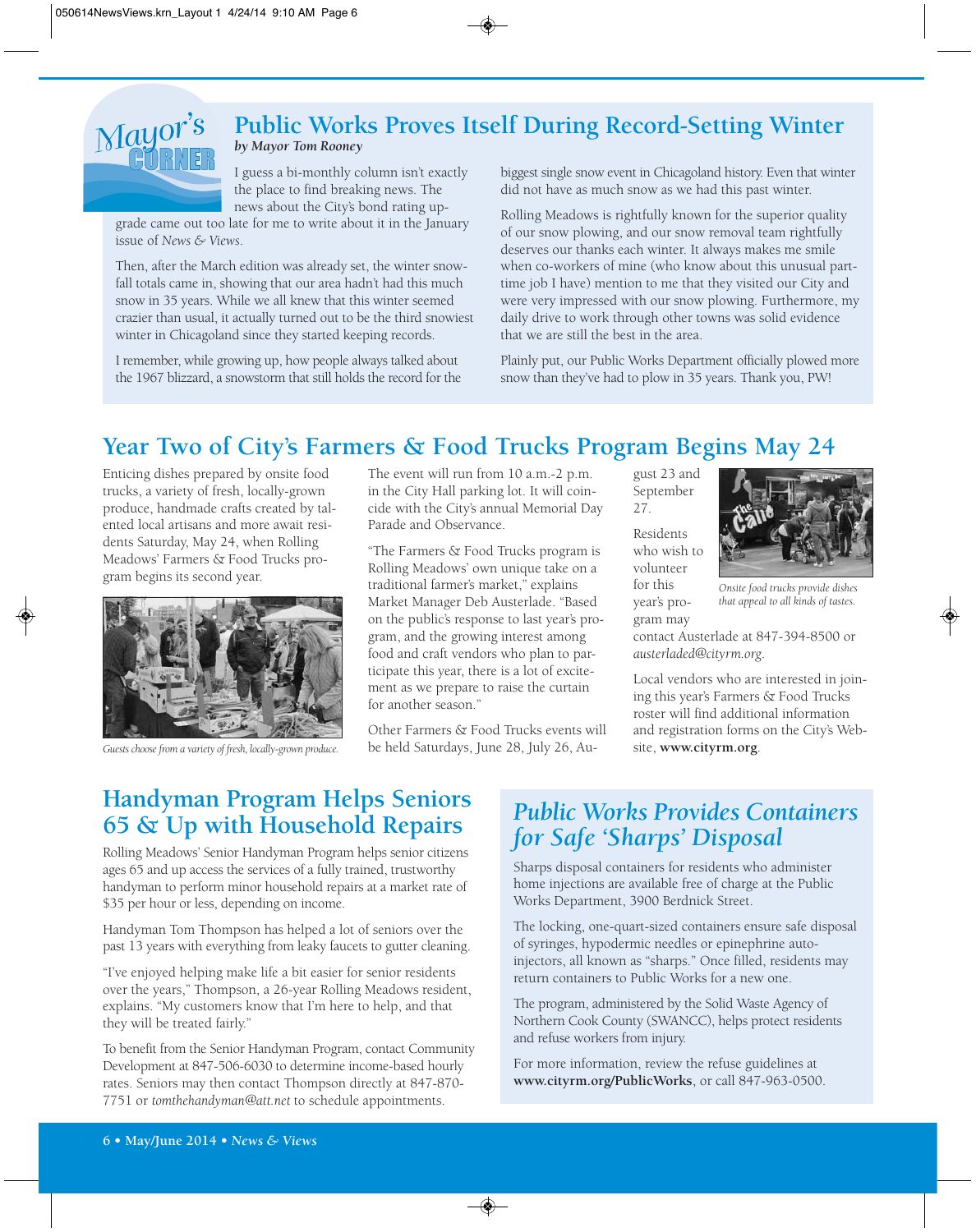Mayor's CORNER

## Public Works Proves Itself During Record-Setting Winter

***by Mayor Tom Rooney***

I guess a bi-monthly column isn't exactly the place to find breaking news. The news about the City's bond rating upgrade came out too late for me to write about it in the January issue of *News & Views*.

Then, after the March edition was already set, the winter snowfall totals came in, showing that our area hadn't had this much snow in 35 years. While we all knew that this winter seemed crazier than usual, it actually turned out to be the third snowiest winter in Chicagoland since they started keeping records.

I remember, while growing up, how people always talked about the 1967 blizzard, a snowstorm that still holds the record for the biggest single snow event in Chicagoland history. Even that winter did not have as much snow as we had this past winter.

Rolling Meadows is rightfully known for the superior quality of our snow plowing, and our snow removal team rightfully deserves our thanks each winter. It always makes me smile when co-workers of mine (who know about this unusual part-time job I have) mention to me that they visited our City and were very impressed with our snow plowing. Furthermore, my daily drive to work through other towns was solid evidence that we are still the best in the area.

Plainly put, our Public Works Department officially plowed more snow than they've had to plow in 35 years. Thank you, PW!

## Year Two of City's Farmers & Food Trucks Program Begins May 24

Enticing dishes prepared by onsite food trucks, a variety of fresh, locally-grown produce, handmade crafts created by talented local artisans and more await residents Saturday, May 24, when Rolling Meadows' Farmers & Food Trucks program begins its second year.

*Guests choose from a variety of fresh, locally-grown produce.*

The event will run from 10 a.m.-2 p.m. in the City Hall parking lot. It will coincide with the City's annual Memorial Day Parade and Observance.

"The Farmers & Food Trucks program is Rolling Meadows' own unique take on a traditional farmer's market," explains Market Manager Deb Austerlade. "Based on the public's response to last year's program, and the growing interest among food and craft vendors who plan to participate this year, there is a lot of excitement as we prepare to raise the curtain for another season."

Other Farmers & Food Trucks events will be held Saturdays, June 28, July 26, August 23 and September 27.

*Onsite food trucks provide dishes that appeal to all kinds of tastes.*

Residents who wish to volunteer for this year's program may contact Austerlade at 847-394-8500 or *austerladed@cityrm.org*.

Local vendors who are interested in joining this year's Farmers & Food Trucks roster will find additional information and registration forms on the City's Website, **www.cityrm.org**.

## Handyman Program Helps Seniors 65 & Up with Household Repairs

Rolling Meadows' Senior Handyman Program helps senior citizens ages 65 and up access the services of a fully trained, trustworthy handyman to perform minor household repairs at a market rate of $35 per hour or less, depending on income.

Handyman Tom Thompson has helped a lot of seniors over the past 13 years with everything from leaky faucets to gutter cleaning.

"I've enjoyed helping make life a bit easier for senior residents over the years," Thompson, a 26-year Rolling Meadows resident, explains. "My customers know that I'm here to help, and that they will be treated fairly."

To benefit from the Senior Handyman Program, contact Community Development at 847-506-6030 to determine income-based hourly rates. Seniors may then contact Thompson directly at 847-870-7751 or *tomthehandyman@att.net* to schedule appointments.

## *Public Works Provides Containers for Safe 'Sharps' Disposal*

Sharps disposal containers for residents who administer home injections are available free of charge at the Public Works Department, 3900 Berdnick Street.

The locking, one-quart-sized containers ensure safe disposal of syringes, hypodermic needles or epinephrine auto-injectors, all known as "sharps." Once filled, residents may return containers to Public Works for a new one.

The program, administered by the Solid Waste Agency of Northern Cook County (SWANCC), helps protect residents and refuse workers from injury.

For more information, review the refuse guidelines at **www.cityrm.org/PublicWorks**, or call 847-963-0500.